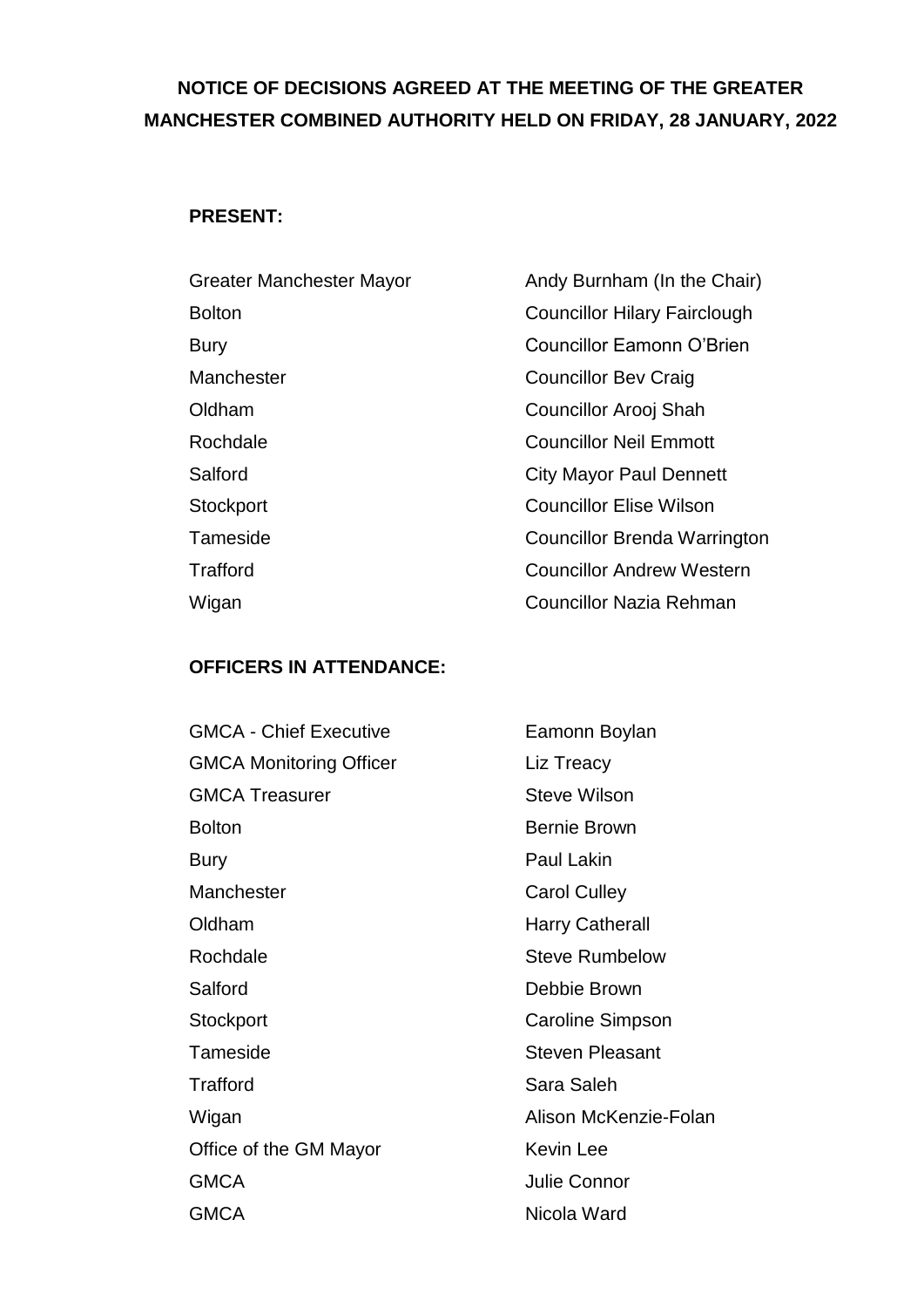# NOTICE OF DECISIONS AGREED AT THE MEETING OF THE GREATER MANCHESTER COMBINED AUTHORITY HELD ON FRIDAY, 28 JANUARY, 2022

**PRESENT:**

| | |
|---|---|
| Greater Manchester Mayor | Andy Burnham (In the Chair) |
| Bolton | Councillor Hilary Fairclough |
| Bury | Councillor Eamonn O'Brien |
| Manchester | Councillor Bev Craig |
| Oldham | Councillor Arooj Shah |
| Rochdale | Councillor Neil Emmott |
| Salford | City Mayor Paul Dennett |
| Stockport | Councillor Elise Wilson |
| Tameside | Councillor Brenda Warrington |
| Trafford | Councillor Andrew Western |
| Wigan | Councillor Nazia Rehman |

**OFFICERS IN ATTENDANCE:**

| | |
|---|---|
| GMCA - Chief Executive | Eamonn Boylan |
| GMCA Monitoring Officer | Liz Treacy |
| GMCA Treasurer | Steve Wilson |
| Bolton | Bernie Brown |
| Bury | Paul Lakin |
| Manchester | Carol Culley |
| Oldham | Harry Catherall |
| Rochdale | Steve Rumbelow |
| Salford | Debbie Brown |
| Stockport | Caroline Simpson |
| Tameside | Steven Pleasant |
| Trafford | Sara Saleh |
| Wigan | Alison McKenzie-Folan |
| Office of the GM Mayor | Kevin Lee |
| GMCA | Julie Connor |
| GMCA | Nicola Ward |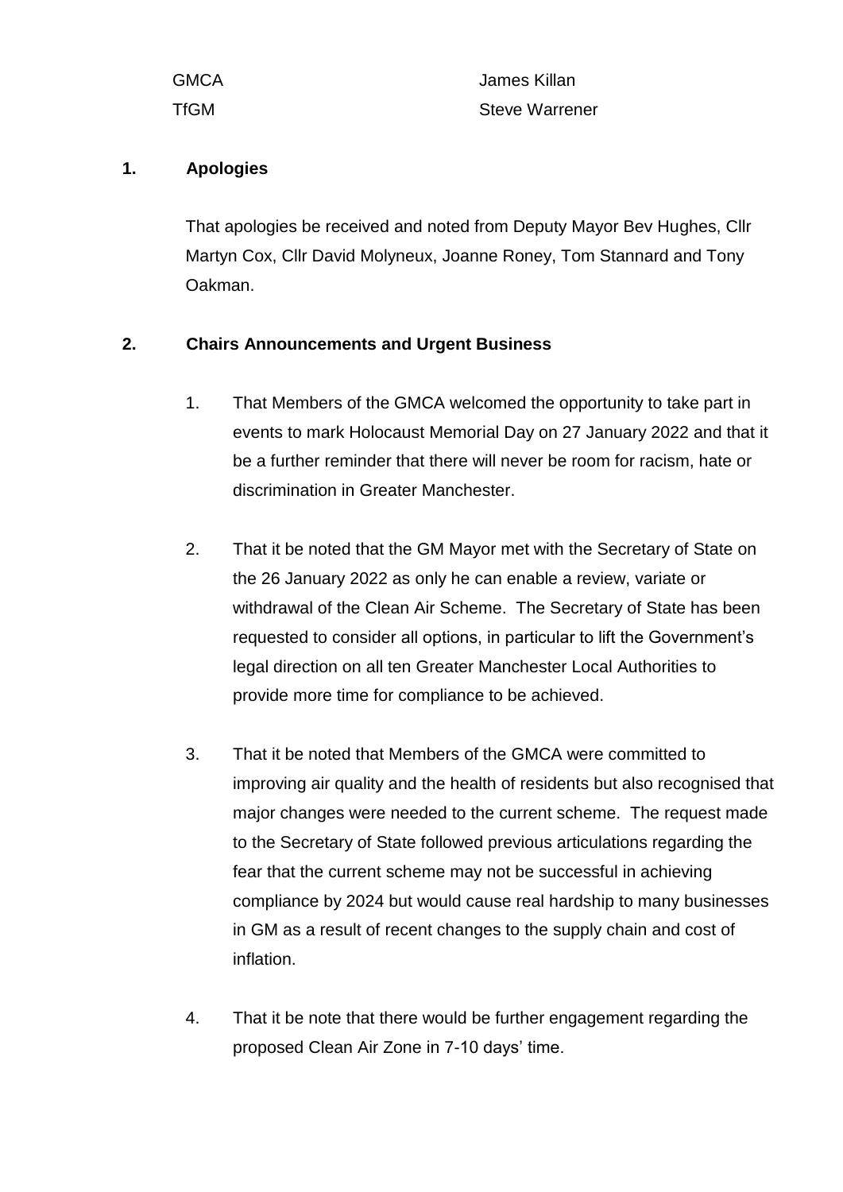| | |
|---|---|
| GMCA | James Killan |
| TfGM | Steve Warrener |

## 1. Apologies

That apologies be received and noted from Deputy Mayor Bev Hughes, Cllr Martyn Cox, Cllr David Molyneux, Joanne Roney, Tom Stannard and Tony Oakman.

## 2. Chairs Announcements and Urgent Business

1. That Members of the GMCA welcomed the opportunity to take part in events to mark Holocaust Memorial Day on 27 January 2022 and that it be a further reminder that there will never be room for racism, hate or discrimination in Greater Manchester.

2. That it be noted that the GM Mayor met with the Secretary of State on the 26 January 2022 as only he can enable a review, variate or withdrawal of the Clean Air Scheme. The Secretary of State has been requested to consider all options, in particular to lift the Government's legal direction on all ten Greater Manchester Local Authorities to provide more time for compliance to be achieved.

3. That it be noted that Members of the GMCA were committed to improving air quality and the health of residents but also recognised that major changes were needed to the current scheme. The request made to the Secretary of State followed previous articulations regarding the fear that the current scheme may not be successful in achieving compliance by 2024 but would cause real hardship to many businesses in GM as a result of recent changes to the supply chain and cost of inflation.

4. That it be note that there would be further engagement regarding the proposed Clean Air Zone in 7-10 days' time.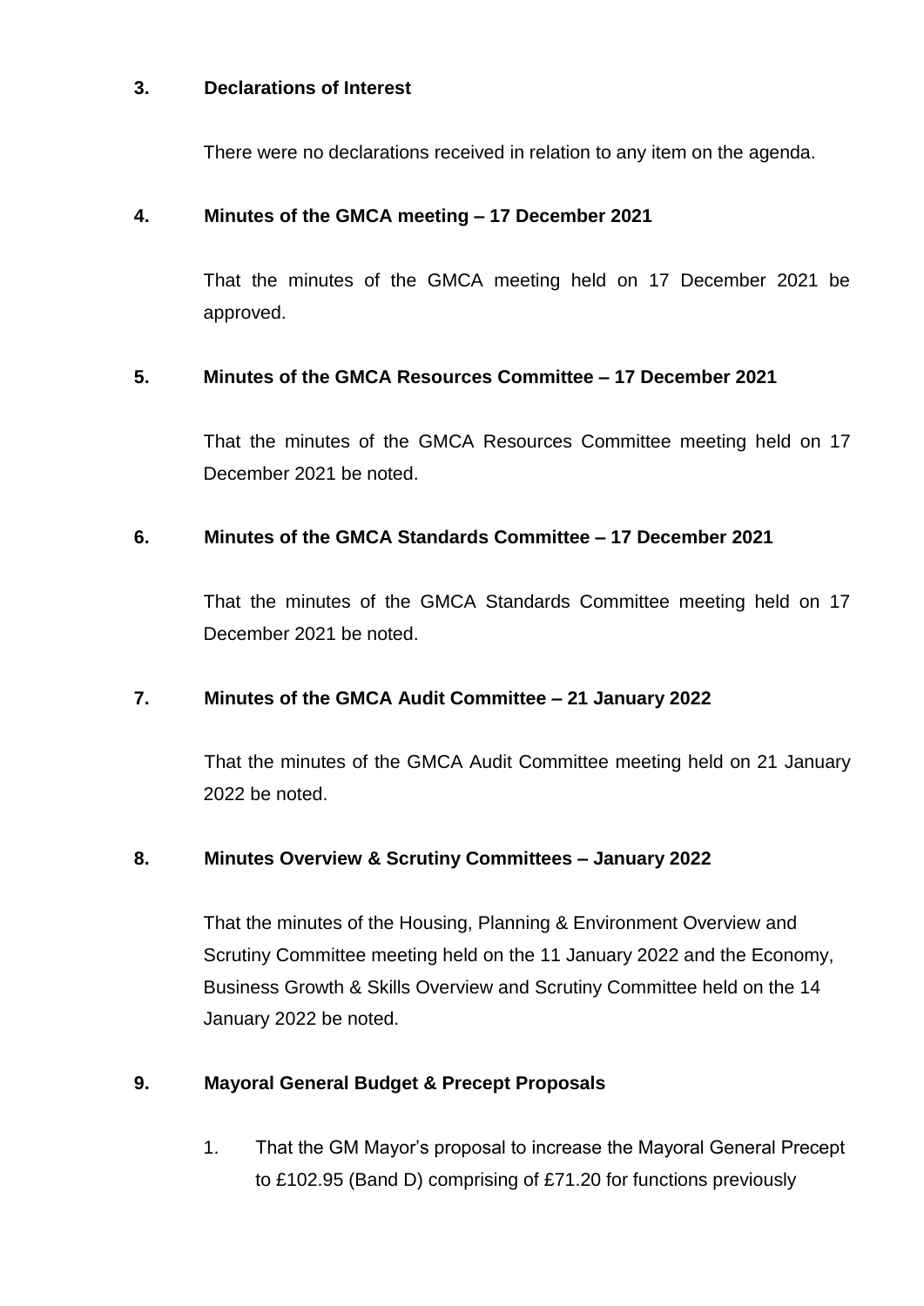**3. Declarations of Interest**

There were no declarations received in relation to any item on the agenda.

**4. Minutes of the GMCA meeting – 17 December 2021**

That the minutes of the GMCA meeting held on 17 December 2021 be approved.

**5. Minutes of the GMCA Resources Committee – 17 December 2021**

That the minutes of the GMCA Resources Committee meeting held on 17 December 2021 be noted.

**6. Minutes of the GMCA Standards Committee – 17 December 2021**

That the minutes of the GMCA Standards Committee meeting held on 17 December 2021 be noted.

**7. Minutes of the GMCA Audit Committee – 21 January 2022**

That the minutes of the GMCA Audit Committee meeting held on 21 January 2022 be noted.

**8. Minutes Overview & Scrutiny Committees – January 2022**

That the minutes of the Housing, Planning & Environment Overview and Scrutiny Committee meeting held on the 11 January 2022 and the Economy, Business Growth & Skills Overview and Scrutiny Committee held on the 14 January 2022 be noted.

**9. Mayoral General Budget & Precept Proposals**

1. That the GM Mayor's proposal to increase the Mayoral General Precept to £102.95 (Band D) comprising of £71.20 for functions previously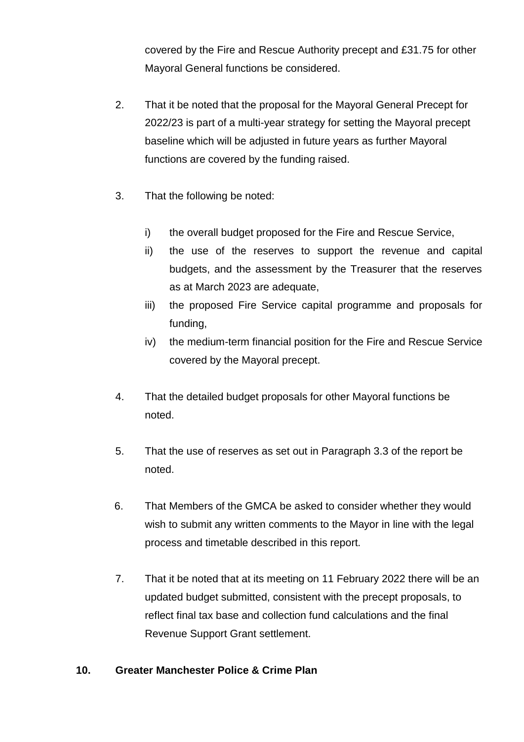covered by the Fire and Rescue Authority precept and £31.75 for other Mayoral General functions be considered.

2. That it be noted that the proposal for the Mayoral General Precept for 2022/23 is part of a multi-year strategy for setting the Mayoral precept baseline which will be adjusted in future years as further Mayoral functions are covered by the funding raised.

3. That the following be noted:

   i) the overall budget proposed for the Fire and Rescue Service,
   ii) the use of the reserves to support the revenue and capital budgets, and the assessment by the Treasurer that the reserves as at March 2023 are adequate,
   iii) the proposed Fire Service capital programme and proposals for funding,
   iv) the medium-term financial position for the Fire and Rescue Service covered by the Mayoral precept.

4. That the detailed budget proposals for other Mayoral functions be noted.

5. That the use of reserves as set out in Paragraph 3.3 of the report be noted.

6. That Members of the GMCA be asked to consider whether they would wish to submit any written comments to the Mayor in line with the legal process and timetable described in this report.

7. That it be noted that at its meeting on 11 February 2022 there will be an updated budget submitted, consistent with the precept proposals, to reflect final tax base and collection fund calculations and the final Revenue Support Grant settlement.

**10. Greater Manchester Police & Crime Plan**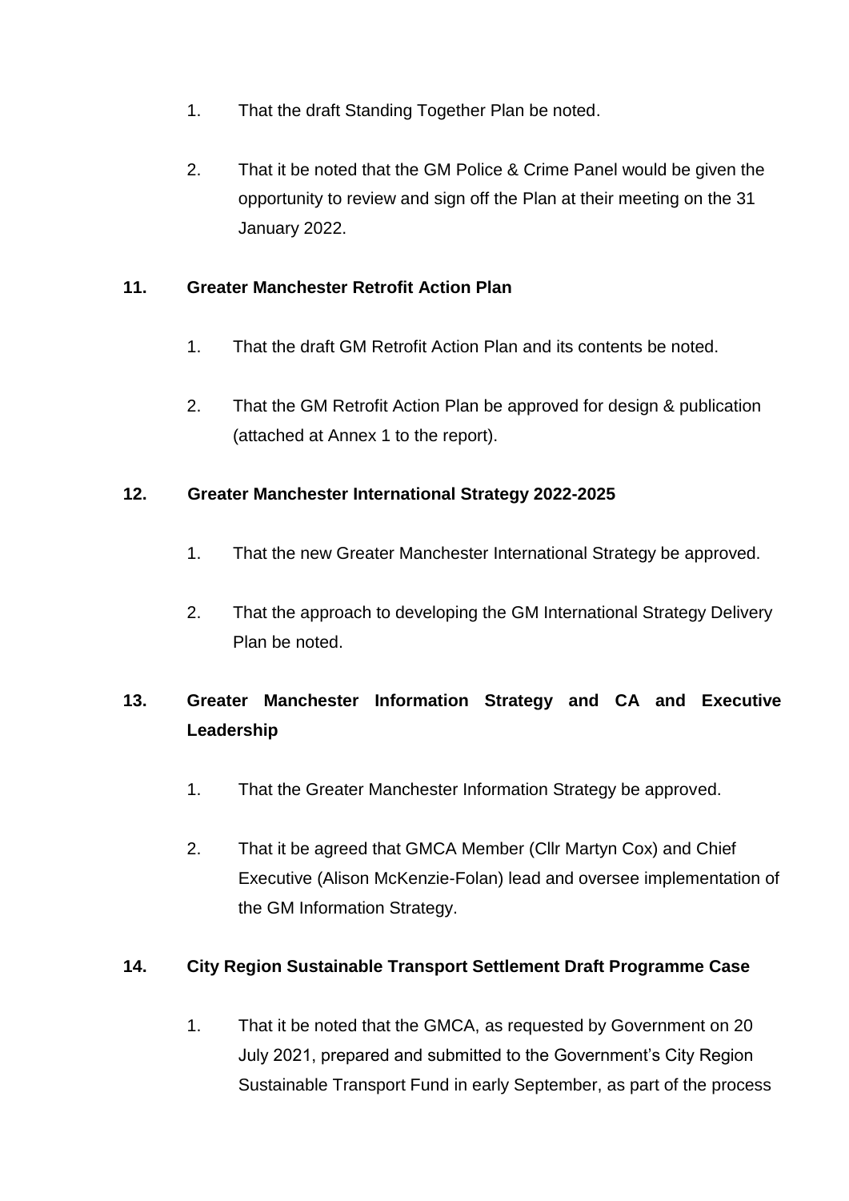1. That the draft Standing Together Plan be noted.

2. That it be noted that the GM Police & Crime Panel would be given the opportunity to review and sign off the Plan at their meeting on the 31 January 2022.

**11. Greater Manchester Retrofit Action Plan**

1. That the draft GM Retrofit Action Plan and its contents be noted.

2. That the GM Retrofit Action Plan be approved for design & publication (attached at Annex 1 to the report).

**12. Greater Manchester International Strategy 2022-2025**

1. That the new Greater Manchester International Strategy be approved.

2. That the approach to developing the GM International Strategy Delivery Plan be noted.

**13. Greater Manchester Information Strategy and CA and Executive Leadership**

1. That the Greater Manchester Information Strategy be approved.

2. That it be agreed that GMCA Member (Cllr Martyn Cox) and Chief Executive (Alison McKenzie-Folan) lead and oversee implementation of the GM Information Strategy.

**14. City Region Sustainable Transport Settlement Draft Programme Case**

1. That it be noted that the GMCA, as requested by Government on 20 July 2021, prepared and submitted to the Government's City Region Sustainable Transport Fund in early September, as part of the process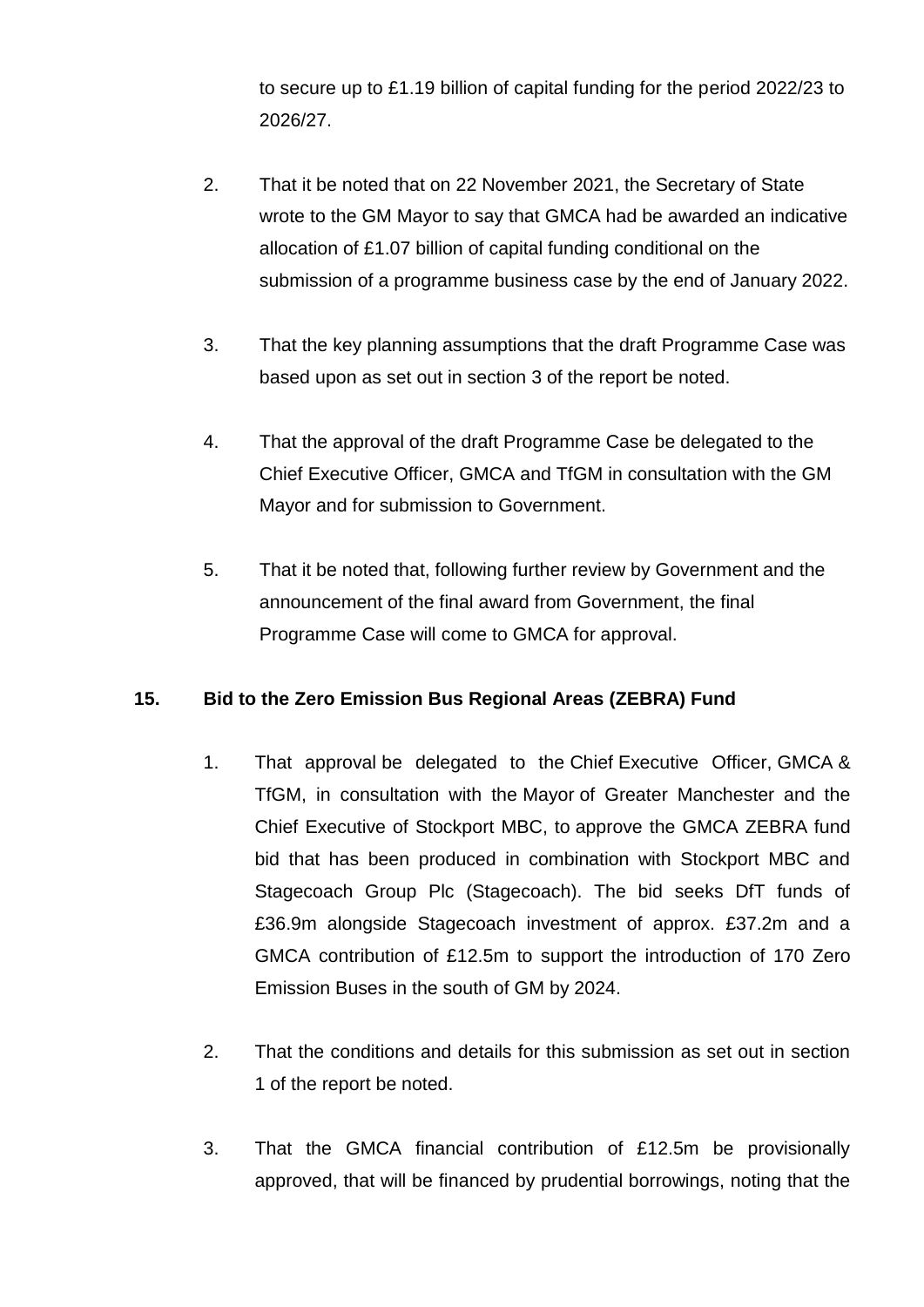to secure up to £1.19 billion of capital funding for the period 2022/23 to 2026/27.

2. That it be noted that on 22 November 2021, the Secretary of State wrote to the GM Mayor to say that GMCA had be awarded an indicative allocation of £1.07 billion of capital funding conditional on the submission of a programme business case by the end of January 2022.

3. That the key planning assumptions that the draft Programme Case was based upon as set out in section 3 of the report be noted.

4. That the approval of the draft Programme Case be delegated to the Chief Executive Officer, GMCA and TfGM in consultation with the GM Mayor and for submission to Government.

5. That it be noted that, following further review by Government and the announcement of the final award from Government, the final Programme Case will come to GMCA for approval.

**15. Bid to the Zero Emission Bus Regional Areas (ZEBRA) Fund**

1. That approval be delegated to the Chief Executive Officer, GMCA & TfGM, in consultation with the Mayor of Greater Manchester and the Chief Executive of Stockport MBC, to approve the GMCA ZEBRA fund bid that has been produced in combination with Stockport MBC and Stagecoach Group Plc (Stagecoach). The bid seeks DfT funds of £36.9m alongside Stagecoach investment of approx. £37.2m and a GMCA contribution of £12.5m to support the introduction of 170 Zero Emission Buses in the south of GM by 2024.

2. That the conditions and details for this submission as set out in section 1 of the report be noted.

3. That the GMCA financial contribution of £12.5m be provisionally approved, that will be financed by prudential borrowings, noting that the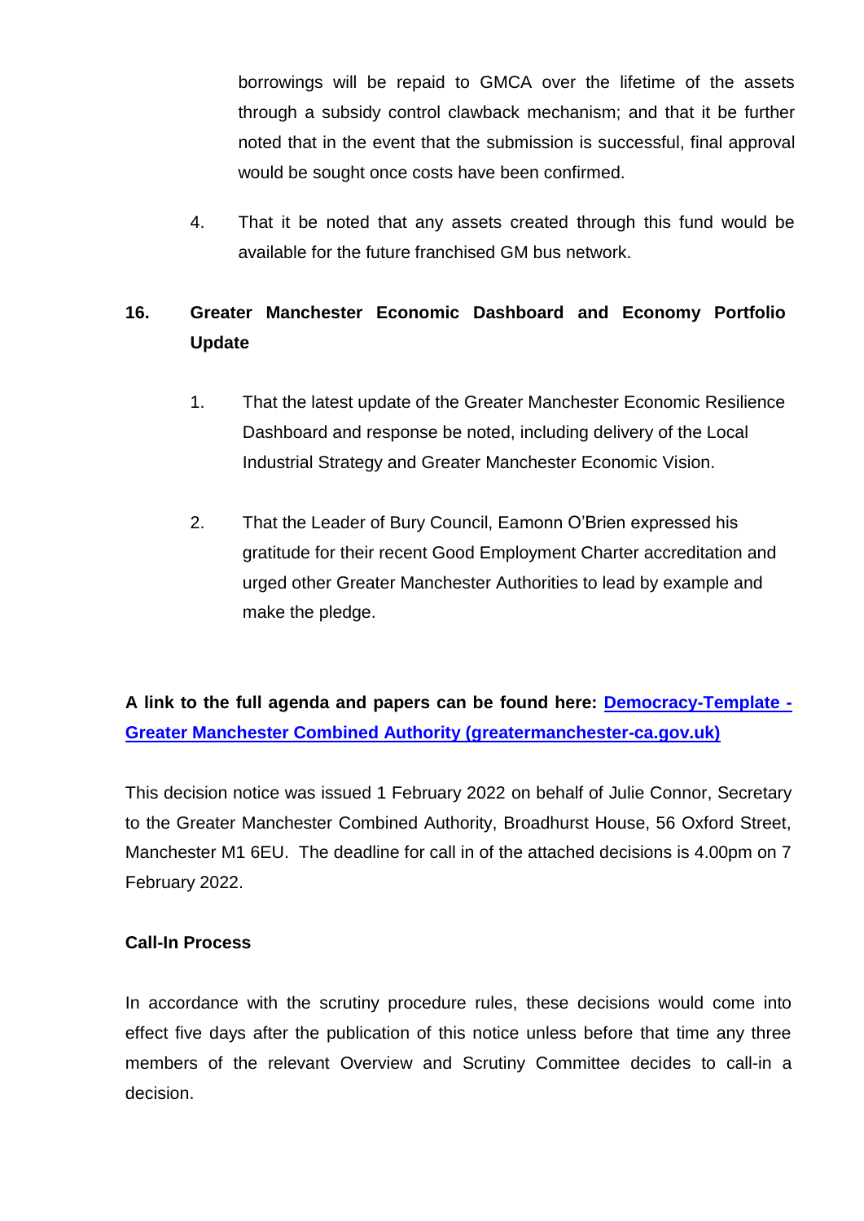borrowings will be repaid to GMCA over the lifetime of the assets through a subsidy control clawback mechanism; and that it be further noted that in the event that the submission is successful, final approval would be sought once costs have been confirmed.

4. That it be noted that any assets created through this fund would be available for the future franchised GM bus network.

## 16. Greater Manchester Economic Dashboard and Economy Portfolio Update

1. That the latest update of the Greater Manchester Economic Resilience Dashboard and response be noted, including delivery of the Local Industrial Strategy and Greater Manchester Economic Vision.

2. That the Leader of Bury Council, Eamonn O'Brien expressed his gratitude for their recent Good Employment Charter accreditation and urged other Greater Manchester Authorities to lead by example and make the pledge.

**A link to the full agenda and papers can be found here: [Democracy-Template - Greater Manchester Combined Authority (greatermanchester-ca.gov.uk)](greatermanchester-ca.gov.uk)**

This decision notice was issued 1 February 2022 on behalf of Julie Connor, Secretary to the Greater Manchester Combined Authority, Broadhurst House, 56 Oxford Street, Manchester M1 6EU. The deadline for call in of the attached decisions is 4.00pm on 7 February 2022.

**Call-In Process**

In accordance with the scrutiny procedure rules, these decisions would come into effect five days after the publication of this notice unless before that time any three members of the relevant Overview and Scrutiny Committee decides to call-in a decision.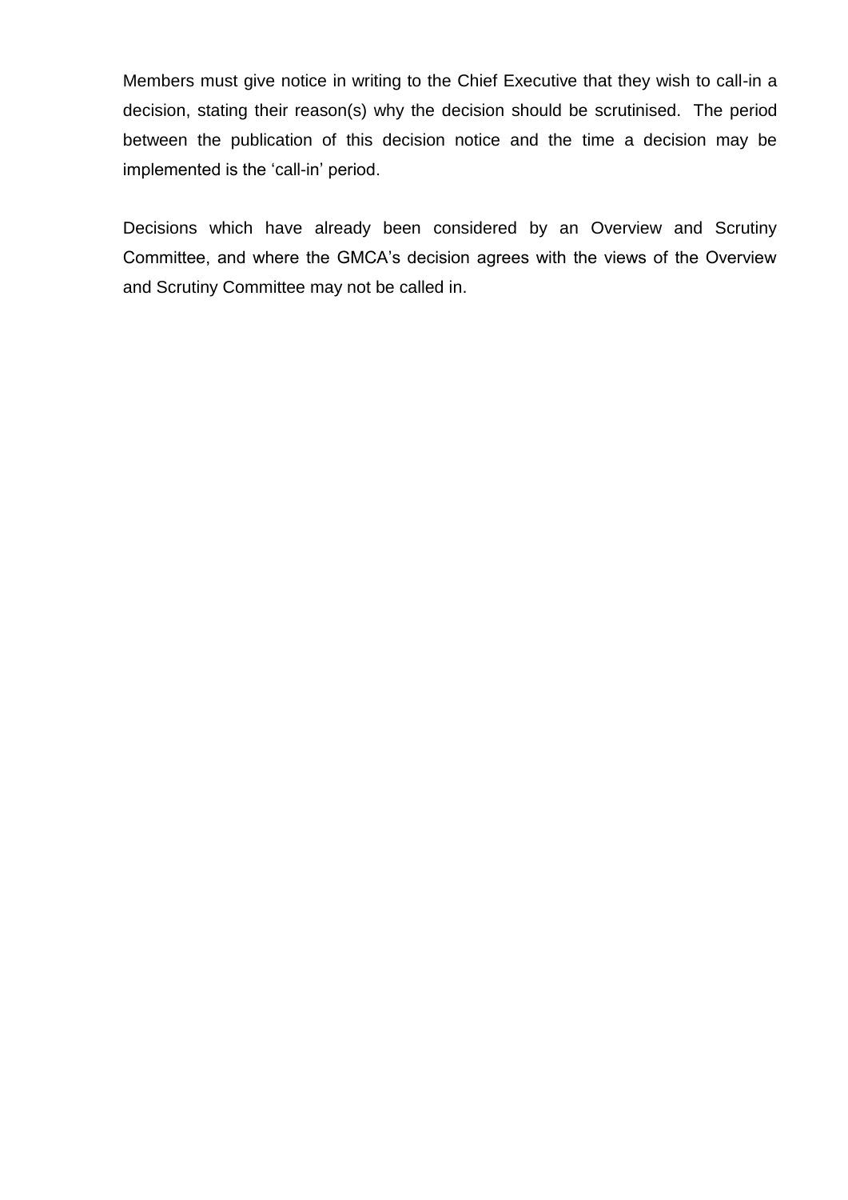Members must give notice in writing to the Chief Executive that they wish to call-in a decision, stating their reason(s) why the decision should be scrutinised. The period between the publication of this decision notice and the time a decision may be implemented is the 'call-in' period.

Decisions which have already been considered by an Overview and Scrutiny Committee, and where the GMCA's decision agrees with the views of the Overview and Scrutiny Committee may not be called in.